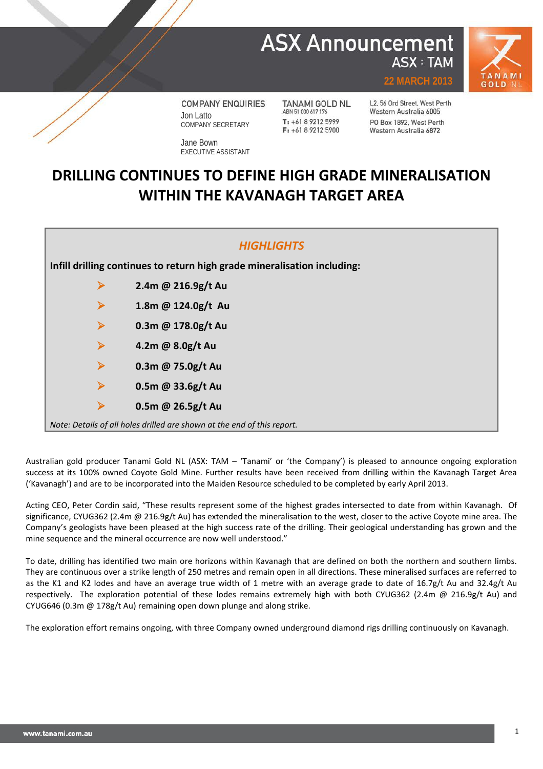# ASX Announcement

ASX : TAM

22 MARCH 2013

**COMPANY ENQUIRIES**

Jon Latto
COMPANY SECRETARY

Jane Bown
EXECUTIVE ASSISTANT

**TANAMI GOLD NL**
ABN 51 000 617 176

T: +61 8 9212 5999
F: +61 8 9212 5900

L2, 56 Ord Street, West Perth
Western Australia 6005

PO Box 1892, West Perth
Western Australia 6872

# DRILLING CONTINUES TO DEFINE HIGH GRADE MINERALISATION WITHIN THE KAVANAGH TARGET AREA

## *HIGHLIGHTS*

**Infill drilling continues to return high grade mineralisation including:**

- **2.4m @ 216.9g/t Au**
- **1.8m @ 124.0g/t Au**
- **0.3m @ 178.0g/t Au**
- **4.2m @ 8.0g/t Au**
- **0.3m @ 75.0g/t Au**
- **0.5m @ 33.6g/t Au**
- **0.5m @ 26.5g/t Au**

*Note: Details of all holes drilled are shown at the end of this report.*

Australian gold producer Tanami Gold NL (ASX: TAM – 'Tanami' or 'the Company') is pleased to announce ongoing exploration success at its 100% owned Coyote Gold Mine. Further results have been received from drilling within the Kavanagh Target Area ('Kavanagh') and are to be incorporated into the Maiden Resource scheduled to be completed by early April 2013.

Acting CEO, Peter Cordin said, "These results represent some of the highest grades intersected to date from within Kavanagh. Of significance, CYUG362 (2.4m @ 216.9g/t Au) has extended the mineralisation to the west, closer to the active Coyote mine area. The Company's geologists have been pleased at the high success rate of the drilling. Their geological understanding has grown and the mine sequence and the mineral occurrence are now well understood."

To date, drilling has identified two main ore horizons within Kavanagh that are defined on both the northern and southern limbs. They are continuous over a strike length of 250 metres and remain open in all directions. These mineralised surfaces are referred to as the K1 and K2 lodes and have an average true width of 1 metre with an average grade to date of 16.7g/t Au and 32.4g/t Au respectively. The exploration potential of these lodes remains extremely high with both CYUG362 (2.4m @ 216.9g/t Au) and CYUG646 (0.3m @ 178g/t Au) remaining open down plunge and along strike.

The exploration effort remains ongoing, with three Company owned underground diamond rigs drilling continuously on Kavanagh.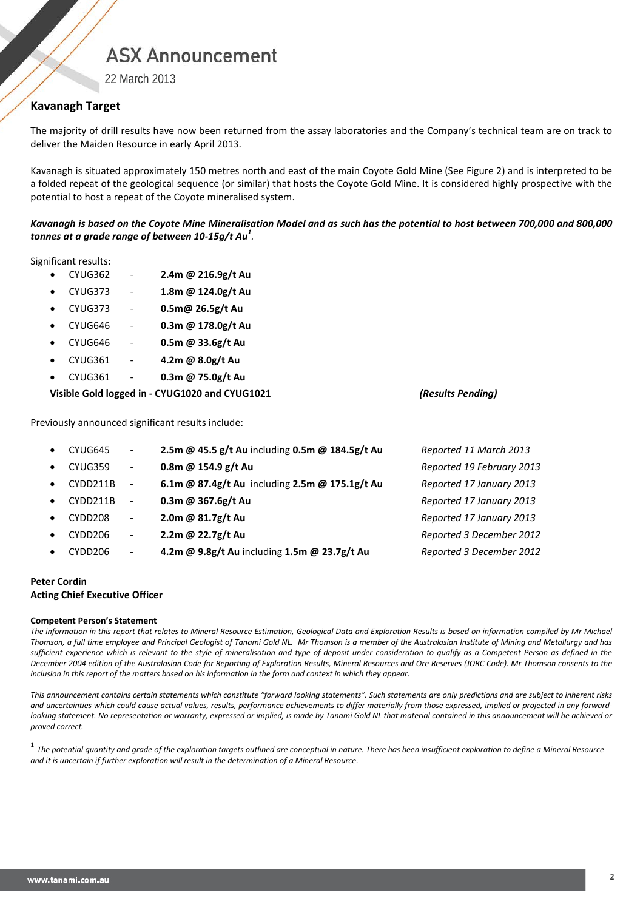## Kavanagh Target

The majority of drill results have now been returned from the assay laboratories and the Company's technical team are on track to deliver the Maiden Resource in early April 2013.

Kavanagh is situated approximately 150 metres north and east of the main Coyote Gold Mine (See Figure 2) and is interpreted to be a folded repeat of the geological sequence (or similar) that hosts the Coyote Gold Mine. It is considered highly prospective with the potential to host a repeat of the Coyote mineralised system.

***Kavanagh is based on the Coyote Mine Mineralisation Model and as such has the potential to host between 700,000 and 800,000 tonnes at a grade range of between 10-15g/t Au[1].***

Significant results:

- CYUG362 - **2.4m @ 216.9g/t Au**
- CYUG373 - **1.8m @ 124.0g/t Au**
- CYUG373 - **0.5m@ 26.5g/t Au**
- CYUG646 - **0.3m @ 178.0g/t Au**
- CYUG646 - **0.5m @ 33.6g/t Au**
- CYUG361 - **4.2m @ 8.0g/t Au**
- CYUG361 - **0.3m @ 75.0g/t Au**

**Visible Gold logged in - CYUG1020 and CYUG1021** ***(Results Pending)***

Previously announced significant results include:

- CYUG645 - **2.5m @ 45.5 g/t Au** including **0.5m @ 184.5g/t Au** *Reported 11 March 2013*
- CYUG359 - **0.8m @ 154.9 g/t Au** *Reported 19 February 2013*
- CYDD211B - **6.1m @ 87.4g/t Au** including **2.5m @ 175.1g/t Au** *Reported 17 January 2013*
- CYDD211B - **0.3m @ 367.6g/t Au** *Reported 17 January 2013*
- CYDD208 - **2.0m @ 81.7g/t Au** *Reported 17 January 2013*
- CYDD206 - **2.2m @ 22.7g/t Au** *Reported 3 December 2012*
- CYDD206 - **4.2m @ 9.8g/t Au** including **1.5m @ 23.7g/t Au** *Reported 3 December 2012*

**Peter Cordin**
**Acting Chief Executive Officer**

**Competent Person's Statement**

*The information in this report that relates to Mineral Resource Estimation, Geological Data and Exploration Results is based on information compiled by Mr Michael Thomson, a full time employee and Principal Geologist of Tanami Gold NL. Mr Thomson is a member of the Australasian Institute of Mining and Metallurgy and has sufficient experience which is relevant to the style of mineralisation and type of deposit under consideration to qualify as a Competent Person as defined in the December 2004 edition of the Australasian Code for Reporting of Exploration Results, Mineral Resources and Ore Reserves (JORC Code). Mr Thomson consents to the inclusion in this report of the matters based on his information in the form and context in which they appear.*

*This announcement contains certain statements which constitute "forward looking statements". Such statements are only predictions and are subject to inherent risks and uncertainties which could cause actual values, results, performance achievements to differ materially from those expressed, implied or projected in any forward-looking statement. No representation or warranty, expressed or implied, is made by Tanami Gold NL that material contained in this announcement will be achieved or proved correct.*

[1] *The potential quantity and grade of the exploration targets outlined are conceptual in nature. There has been insufficient exploration to define a Mineral Resource and it is uncertain if further exploration will result in the determination of a Mineral Resource.*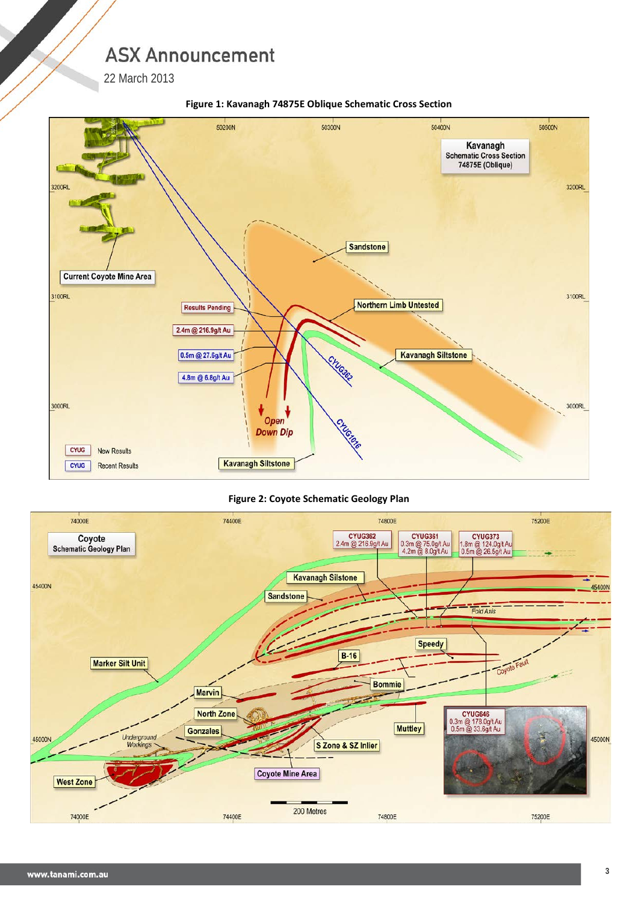Figure 1: Kavanagh 74875E Oblique Schematic Cross Section

Figure 2: Coyote Schematic Geology Plan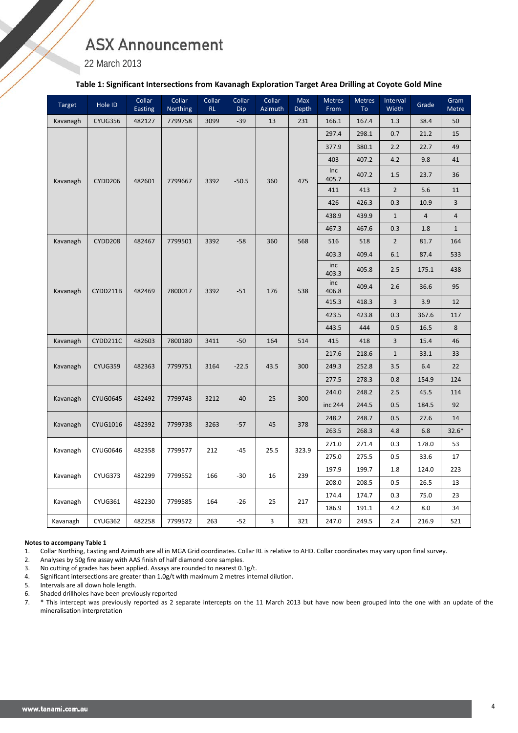# ASX Announcement

22 March 2013

**Table 1: Significant Intersections from Kavanagh Exploration Target Area Drilling at Coyote Gold Mine**

| Target | Hole ID | Collar Easting | Collar Northing | Collar RL | Collar Dip | Collar Azimuth | Max Depth | Metres From | Metres To | Interval Width | Grade | Gram Metre |
|---|---|---|---|---|---|---|---|---|---|---|---|---|
| Kavanagh | CYUG356 | 482127 | 7799758 | 3099 | -39 | 13 | 231 | 166.1 | 167.4 | 1.3 | 38.4 | 50 |
| Kavanagh | CYDD206 | 482601 | 7799667 | 3392 | -50.5 | 360 | 475 | 297.4 | 298.1 | 0.7 | 21.2 | 15 |
| | | | | | | | | 377.9 | 380.1 | 2.2 | 22.7 | 49 |
| | | | | | | | | 403 | 407.2 | 4.2 | 9.8 | 41 |
| | | | | | | | | Inc 405.7 | 407.2 | 1.5 | 23.7 | 36 |
| | | | | | | | | 411 | 413 | 2 | 5.6 | 11 |
| | | | | | | | | 426 | 426.3 | 0.3 | 10.9 | 3 |
| | | | | | | | | 438.9 | 439.9 | 1 | 4 | 4 |
| | | | | | | | | 467.3 | 467.6 | 0.3 | 1.8 | 1 |
| Kavanagh | CYDD208 | 482467 | 7799501 | 3392 | -58 | 360 | 568 | 516 | 518 | 2 | 81.7 | 164 |
| Kavanagh | CYDD211B | 482469 | 7800017 | 3392 | -51 | 176 | 538 | 403.3 | 409.4 | 6.1 | 87.4 | 533 |
| | | | | | | | | inc 403.3 | 405.8 | 2.5 | 175.1 | 438 |
| | | | | | | | | inc 406.8 | 409.4 | 2.6 | 36.6 | 95 |
| | | | | | | | | 415.3 | 418.3 | 3 | 3.9 | 12 |
| | | | | | | | | 423.5 | 423.8 | 0.3 | 367.6 | 117 |
| | | | | | | | | 443.5 | 444 | 0.5 | 16.5 | 8 |
| Kavanagh | CYDD211C | 482603 | 7800180 | 3411 | -50 | 164 | 514 | 415 | 418 | 3 | 15.4 | 46 |
| Kavanagh | CYUG359 | 482363 | 7799751 | 3164 | -22.5 | 43.5 | 300 | 217.6 | 218.6 | 1 | 33.1 | 33 |
| | | | | | | | | 249.3 | 252.8 | 3.5 | 6.4 | 22 |
| | | | | | | | | 277.5 | 278.3 | 0.8 | 154.9 | 124 |
| Kavanagh | CYUG0645 | 482492 | 7799743 | 3212 | -40 | 25 | 300 | 244.0 | 248.2 | 2.5 | 45.5 | 114 |
| | | | | | | | | inc 244 | 244.5 | 0.5 | 184.5 | 92 |
| Kavanagh | CYUG1016 | 482392 | 7799738 | 3263 | -57 | 45 | 378 | 248.2 | 248.7 | 0.5 | 27.6 | 14 |
| | | | | | | | | 263.5 | 268.3 | 4.8 | 6.8 | 32.6* |
| Kavanagh | CYUG0646 | 482358 | 7799577 | 212 | -45 | 25.5 | 323.9 | 271.0 | 271.4 | 0.3 | 178.0 | 53 |
| | | | | | | | | 275.0 | 275.5 | 0.5 | 33.6 | 17 |
| Kavanagh | CYUG373 | 482299 | 7799552 | 166 | -30 | 16 | 239 | 197.9 | 199.7 | 1.8 | 124.0 | 223 |
| | | | | | | | | 208.0 | 208.5 | 0.5 | 26.5 | 13 |
| Kavanagh | CYUG361 | 482230 | 7799585 | 164 | -26 | 25 | 217 | 174.4 | 174.7 | 0.3 | 75.0 | 23 |
| | | | | | | | | 186.9 | 191.1 | 4.2 | 8.0 | 34 |
| Kavanagh | CYUG362 | 482258 | 7799572 | 263 | -52 | 3 | 321 | 247.0 | 249.5 | 2.4 | 216.9 | 521 |

**Notes to accompany Table 1**

1. Collar Northing, Easting and Azimuth are all in MGA Grid coordinates. Collar RL is relative to AHD. Collar coordinates may vary upon final survey.
2. Analyses by 50g fire assay with AAS finish of half diamond core samples.
3. No cutting of grades has been applied. Assays are rounded to nearest 0.1g/t.
4. Significant intersections are greater than 1.0g/t with maximum 2 metres internal dilution.
5. Intervals are all down hole length.
6. Shaded drillholes have been previously reported
7. * This intercept was previously reported as 2 separate intercepts on the 11 March 2013 but have now been grouped into the one with an update of the mineralisation interpretation